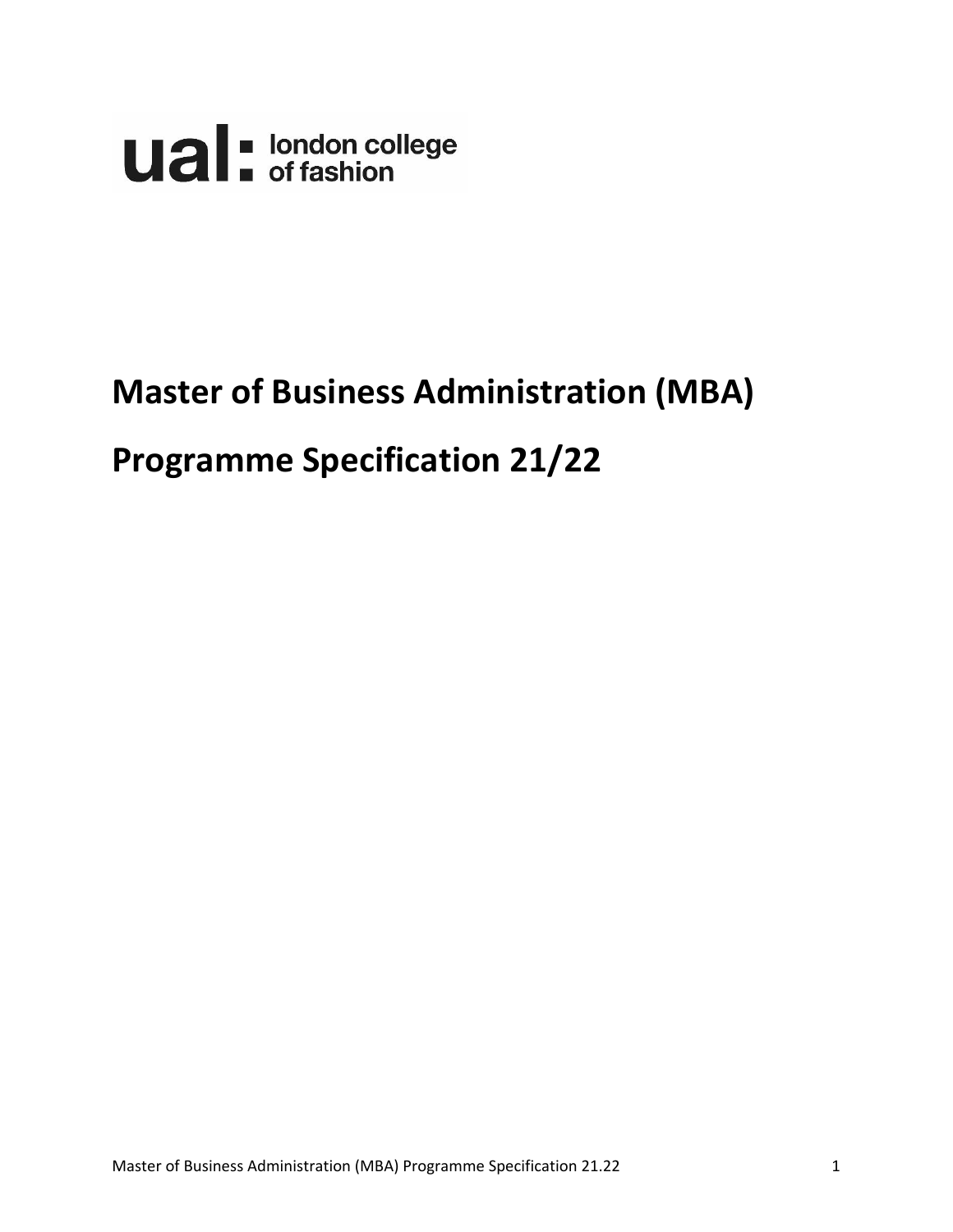ual: london college of fashion

# Master of Business Administration (MBA)

# Programme Specification 21/22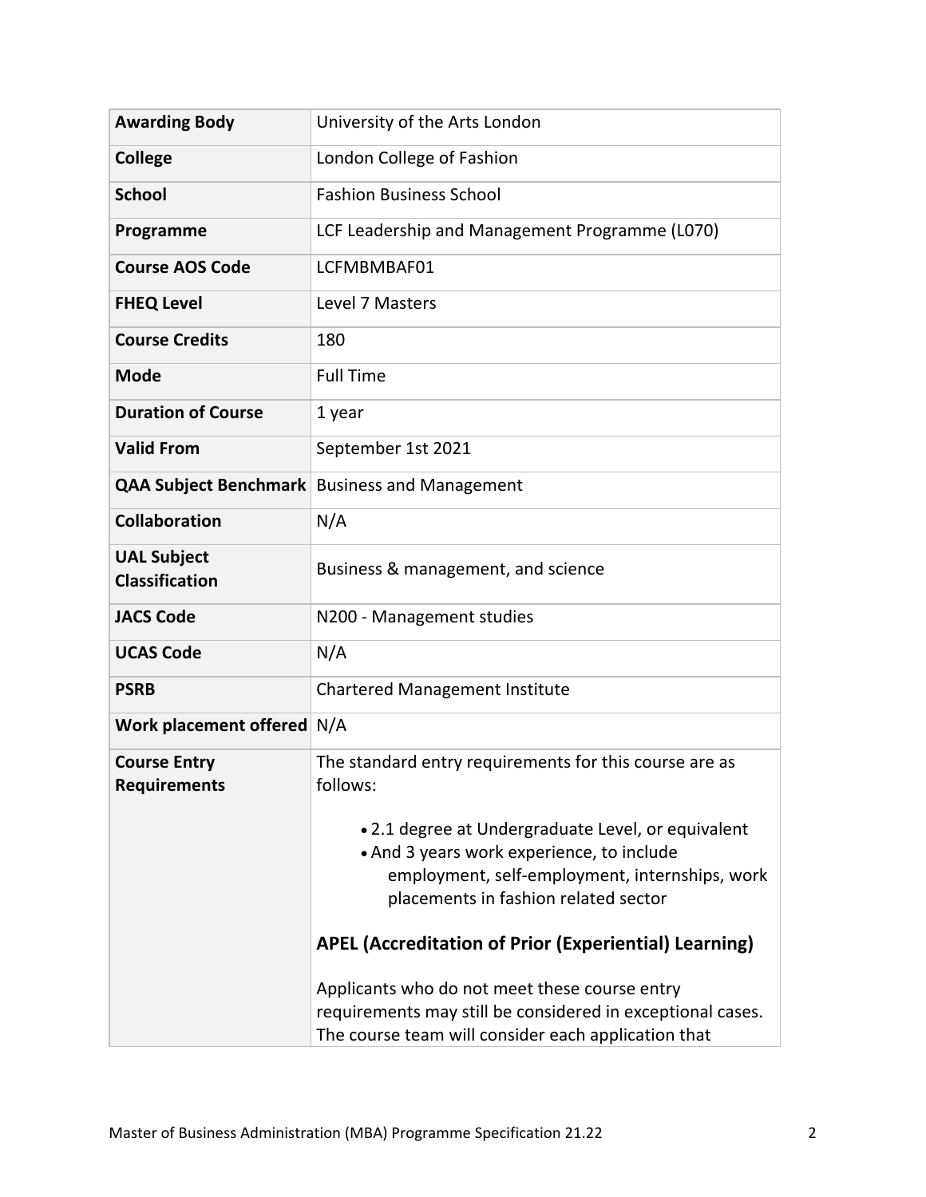| | |
|---|---|
| **Awarding Body** | University of the Arts London |
| **College** | London College of Fashion |
| **School** | Fashion Business School |
| **Programme** | LCF Leadership and Management Programme (L070) |
| **Course AOS Code** | LCFMBMBAF01 |
| **FHEQ Level** | Level 7 Masters |
| **Course Credits** | 180 |
| **Mode** | Full Time |
| **Duration of Course** | 1 year |
| **Valid From** | September 1st 2021 |
| **QAA Subject Benchmark** | Business and Management |
| **Collaboration** | N/A |
| **UAL Subject Classification** | Business & management, and science |
| **JACS Code** | N200 - Management studies |
| **UCAS Code** | N/A |
| **PSRB** | Chartered Management Institute |
| **Work placement offered** | N/A |
| **Course Entry Requirements** | The standard entry requirements for this course are as follows:<br><br>• 2.1 degree at Undergraduate Level, or equivalent<br>• And 3 years work experience, to include employment, self-employment, internships, work placements in fashion related sector<br><br>**APEL (Accreditation of Prior (Experiential) Learning)**<br><br>Applicants who do not meet these course entry requirements may still be considered in exceptional cases. The course team will consider each application that |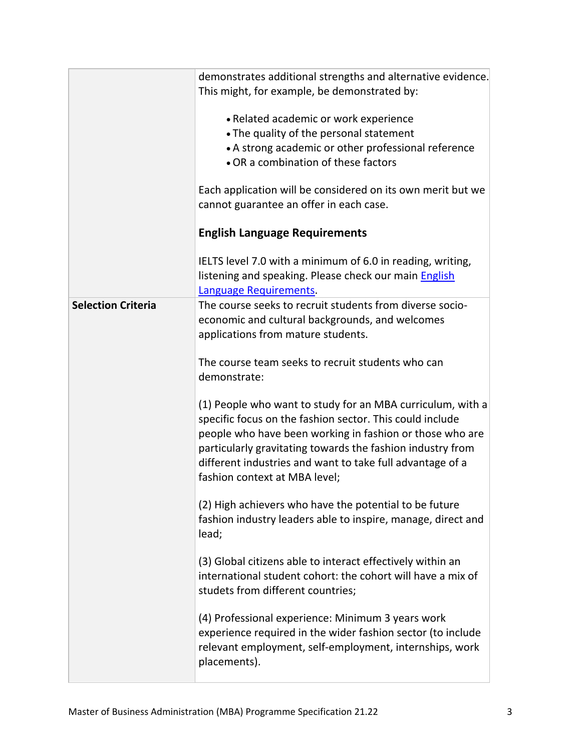| | |
|---|---|
| | demonstrates additional strengths and alternative evidence. This might, for example, be demonstrated by:<br><br>• Related academic or work experience<br>• The quality of the personal statement<br>• A strong academic or other professional reference<br>• OR a combination of these factors<br><br>Each application will be considered on its own merit but we cannot guarantee an offer in each case.<br><br>**English Language Requirements**<br><br>IELTS level 7.0 with a minimum of 6.0 in reading, writing, listening and speaking. Please check our main English Language Requirements. |
| **Selection Criteria** | The course seeks to recruit students from diverse socio-economic and cultural backgrounds, and welcomes applications from mature students.<br><br>The course team seeks to recruit students who can demonstrate:<br><br>(1) People who want to study for an MBA curriculum, with a specific focus on the fashion sector. This could include people who have been working in fashion or those who are particularly gravitating towards the fashion industry from different industries and want to take full advantage of a fashion context at MBA level;<br><br>(2) High achievers who have the potential to be future fashion industry leaders able to inspire, manage, direct and lead;<br><br>(3) Global citizens able to interact effectively within an international student cohort: the cohort will have a mix of studets from different countries;<br><br>(4) Professional experience: Minimum 3 years work experience required in the wider fashion sector (to include relevant employment, self-employment, internships, work placements). |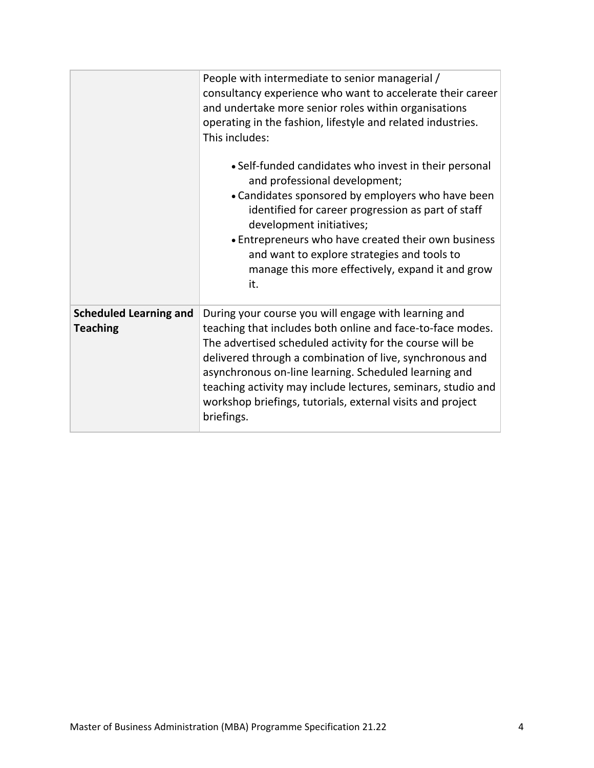| | |
|---|---|
| | People with intermediate to senior managerial / consultancy experience who want to accelerate their career and undertake more senior roles within organisations operating in the fashion, lifestyle and related industries. This includes:<br><br>• Self-funded candidates who invest in their personal and professional development;<br>• Candidates sponsored by employers who have been identified for career progression as part of staff development initiatives;<br>• Entrepreneurs who have created their own business and want to explore strategies and tools to manage this more effectively, expand it and grow it. |
| **Scheduled Learning and Teaching** | During your course you will engage with learning and teaching that includes both online and face-to-face modes. The advertised scheduled activity for the course will be delivered through a combination of live, synchronous and asynchronous on-line learning. Scheduled learning and teaching activity may include lectures, seminars, studio and workshop briefings, tutorials, external visits and project briefings. |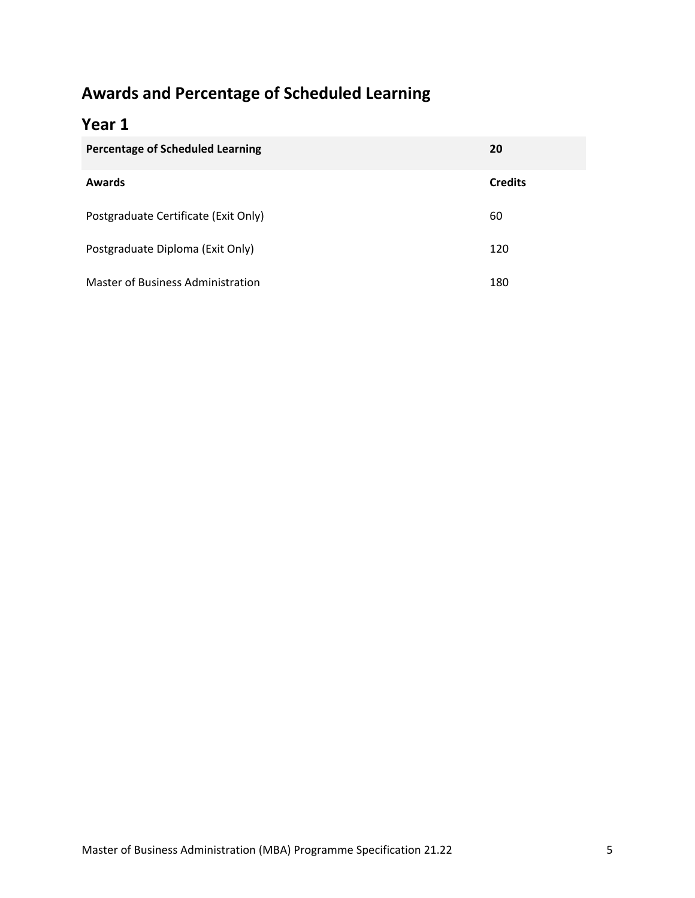## Awards and Percentage of Scheduled Learning

## Year 1

| Percentage of Scheduled Learning | 20 |
|---|---|
| **Awards** | **Credits** |
| Postgraduate Certificate (Exit Only) | 60 |
| Postgraduate Diploma (Exit Only) | 120 |
| Master of Business Administration | 180 |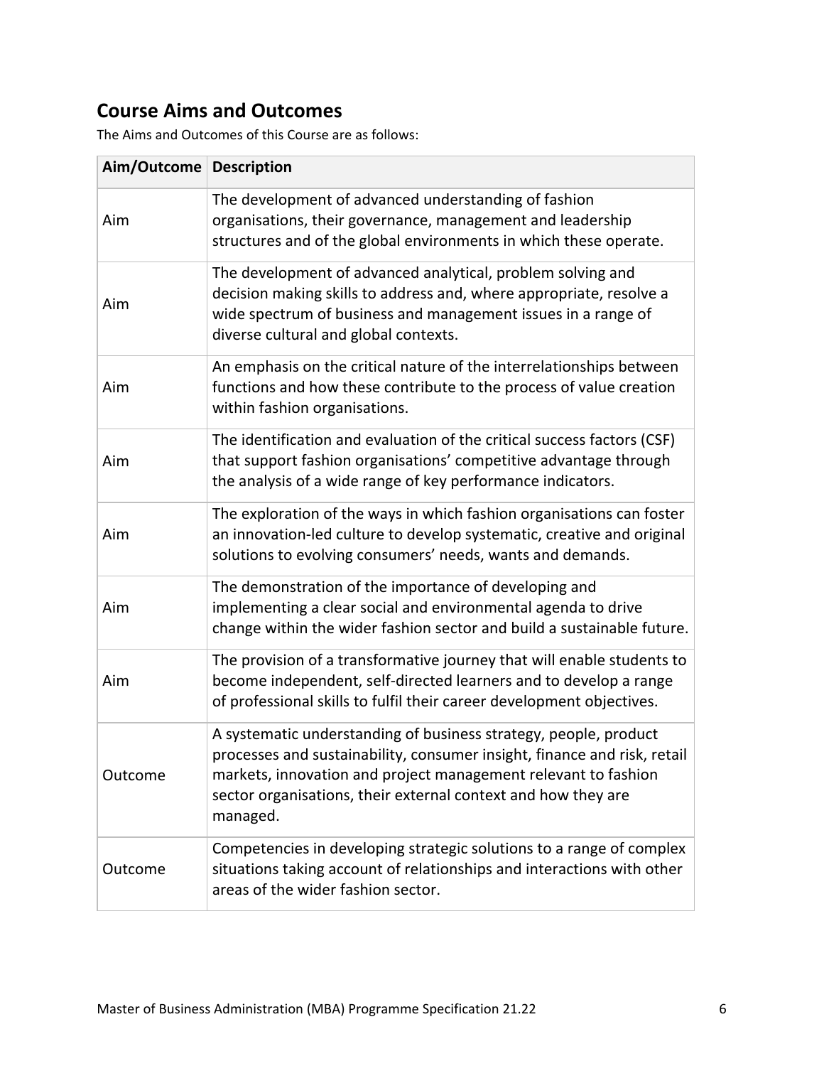## Course Aims and Outcomes

The Aims and Outcomes of this Course are as follows:

| Aim/Outcome | Description |
|---|---|
| Aim | The development of advanced understanding of fashion organisations, their governance, management and leadership structures and of the global environments in which these operate. |
| Aim | The development of advanced analytical, problem solving and decision making skills to address and, where appropriate, resolve a wide spectrum of business and management issues in a range of diverse cultural and global contexts. |
| Aim | An emphasis on the critical nature of the interrelationships between functions and how these contribute to the process of value creation within fashion organisations. |
| Aim | The identification and evaluation of the critical success factors (CSF) that support fashion organisations' competitive advantage through the analysis of a wide range of key performance indicators. |
| Aim | The exploration of the ways in which fashion organisations can foster an innovation-led culture to develop systematic, creative and original solutions to evolving consumers' needs, wants and demands. |
| Aim | The demonstration of the importance of developing and implementing a clear social and environmental agenda to drive change within the wider fashion sector and build a sustainable future. |
| Aim | The provision of a transformative journey that will enable students to become independent, self-directed learners and to develop a range of professional skills to fulfil their career development objectives. |
| Outcome | A systematic understanding of business strategy, people, product processes and sustainability, consumer insight, finance and risk, retail markets, innovation and project management relevant to fashion sector organisations, their external context and how they are managed. |
| Outcome | Competencies in developing strategic solutions to a range of complex situations taking account of relationships and interactions with other areas of the wider fashion sector. |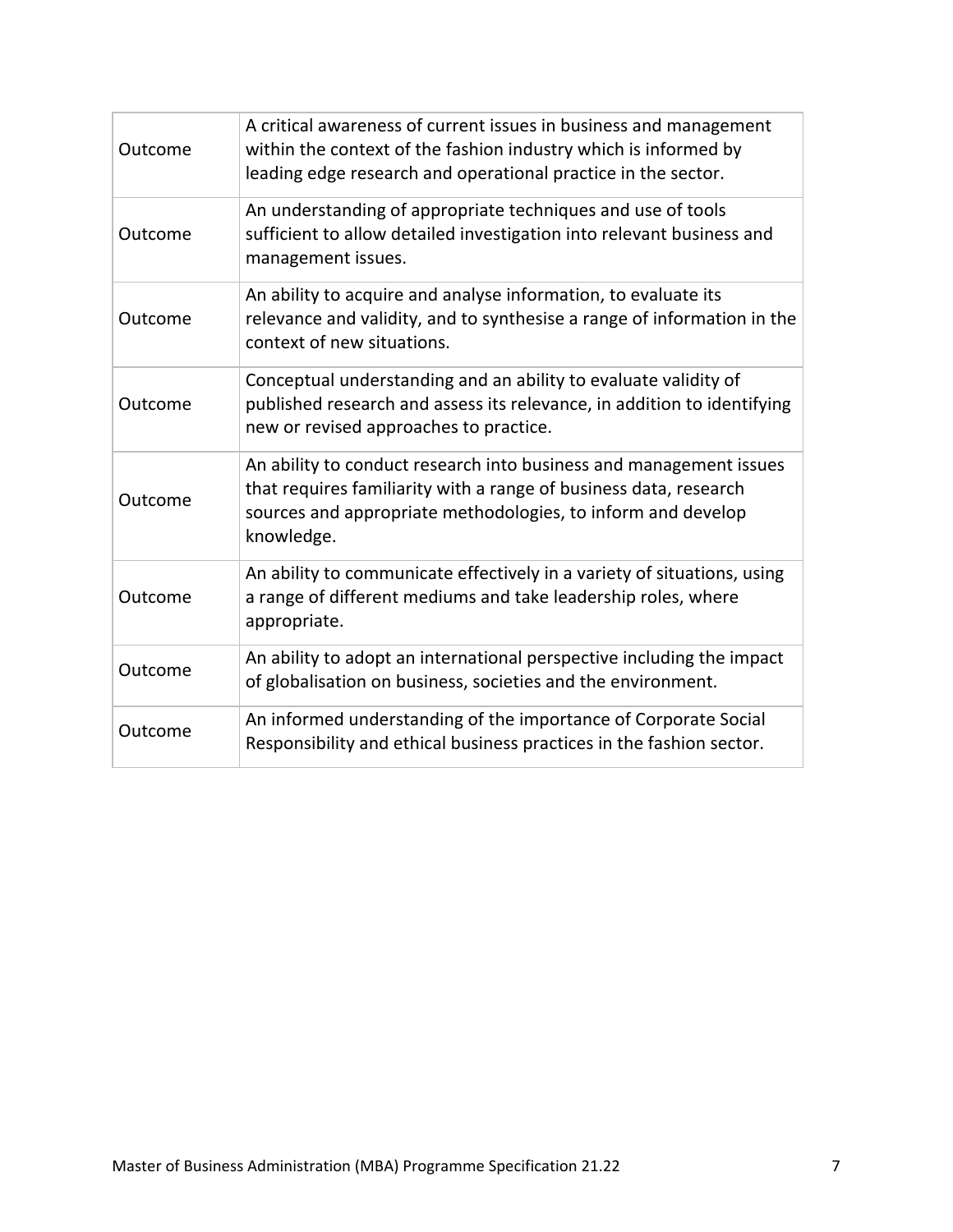| | |
|---|---|
| Outcome | A critical awareness of current issues in business and management within the context of the fashion industry which is informed by leading edge research and operational practice in the sector. |
| Outcome | An understanding of appropriate techniques and use of tools sufficient to allow detailed investigation into relevant business and management issues. |
| Outcome | An ability to acquire and analyse information, to evaluate its relevance and validity, and to synthesise a range of information in the context of new situations. |
| Outcome | Conceptual understanding and an ability to evaluate validity of published research and assess its relevance, in addition to identifying new or revised approaches to practice. |
| Outcome | An ability to conduct research into business and management issues that requires familiarity with a range of business data, research sources and appropriate methodologies, to inform and develop knowledge. |
| Outcome | An ability to communicate effectively in a variety of situations, using a range of different mediums and take leadership roles, where appropriate. |
| Outcome | An ability to adopt an international perspective including the impact of globalisation on business, societies and the environment. |
| Outcome | An informed understanding of the importance of Corporate Social Responsibility and ethical business practices in the fashion sector. |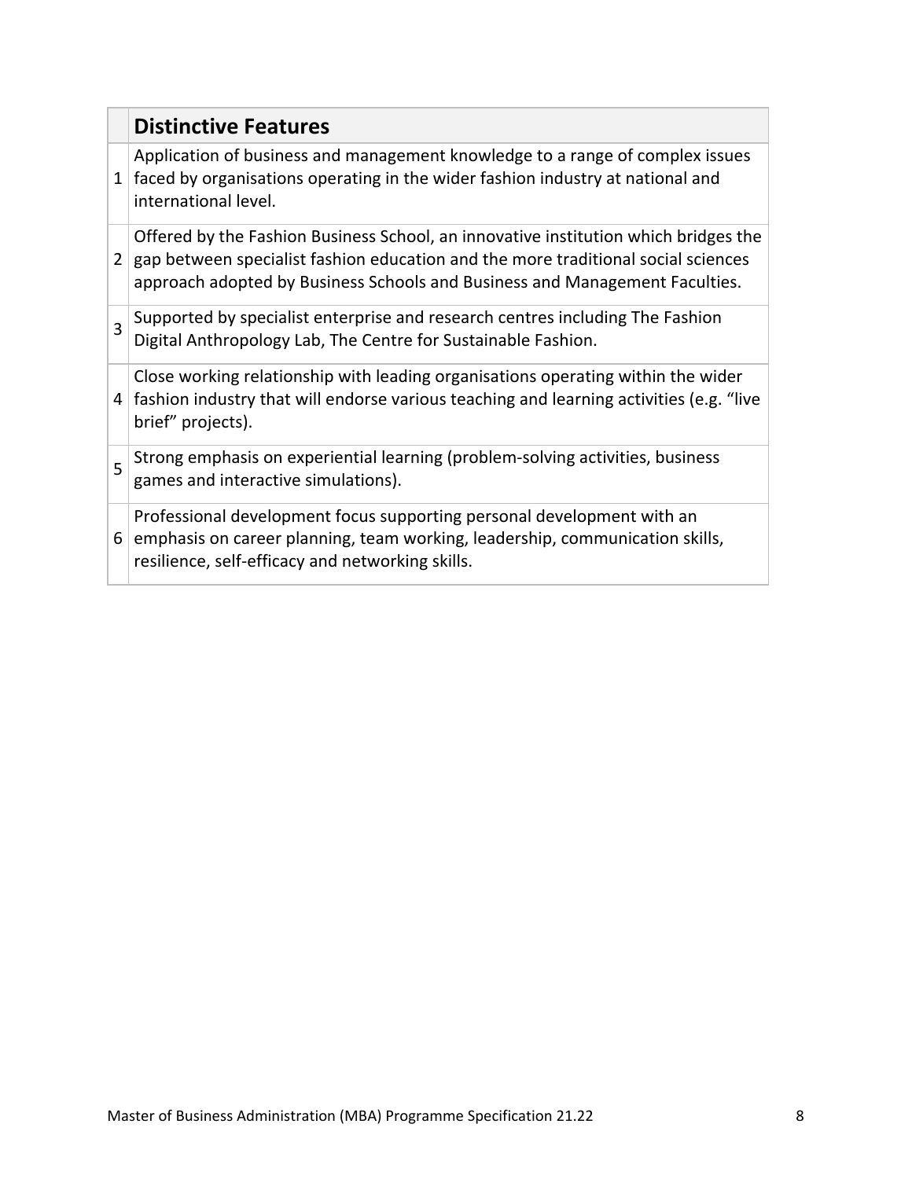| | Distinctive Features |
|---|---|
| 1 | Application of business and management knowledge to a range of complex issues faced by organisations operating in the wider fashion industry at national and international level. |
| 2 | Offered by the Fashion Business School, an innovative institution which bridges the gap between specialist fashion education and the more traditional social sciences approach adopted by Business Schools and Business and Management Faculties. |
| 3 | Supported by specialist enterprise and research centres including The Fashion Digital Anthropology Lab, The Centre for Sustainable Fashion. |
| 4 | Close working relationship with leading organisations operating within the wider fashion industry that will endorse various teaching and learning activities (e.g. “live brief” projects). |
| 5 | Strong emphasis on experiential learning (problem-solving activities, business games and interactive simulations). |
| 6 | Professional development focus supporting personal development with an emphasis on career planning, team working, leadership, communication skills, resilience, self-efficacy and networking skills. |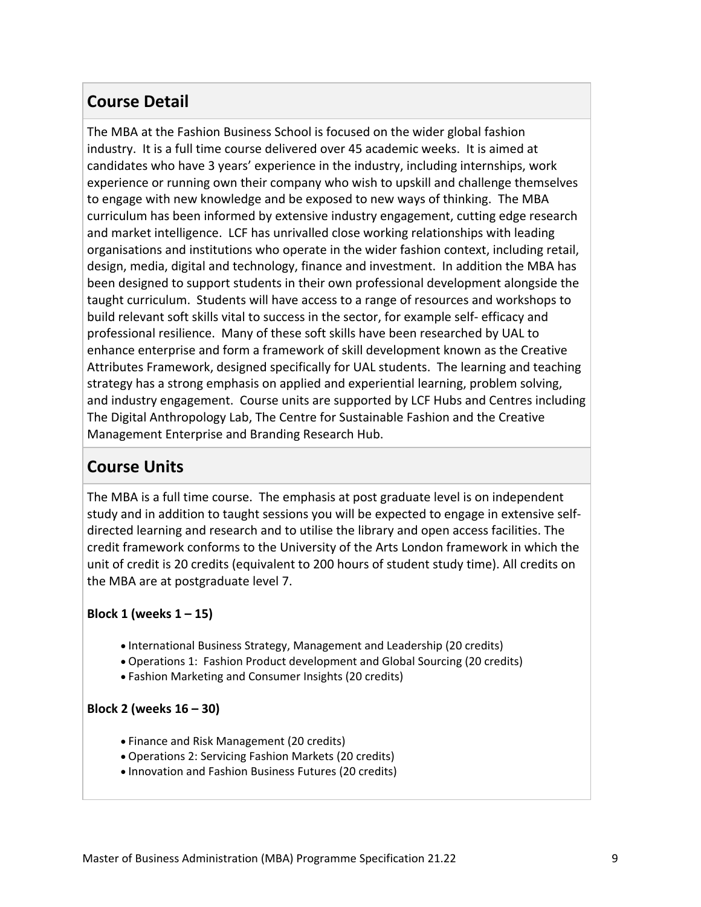## Course Detail

The MBA at the Fashion Business School is focused on the wider global fashion industry. It is a full time course delivered over 45 academic weeks. It is aimed at candidates who have 3 years' experience in the industry, including internships, work experience or running own their company who wish to upskill and challenge themselves to engage with new knowledge and be exposed to new ways of thinking. The MBA curriculum has been informed by extensive industry engagement, cutting edge research and market intelligence. LCF has unrivalled close working relationships with leading organisations and institutions who operate in the wider fashion context, including retail, design, media, digital and technology, finance and investment. In addition the MBA has been designed to support students in their own professional development alongside the taught curriculum. Students will have access to a range of resources and workshops to build relevant soft skills vital to success in the sector, for example self- efficacy and professional resilience. Many of these soft skills have been researched by UAL to enhance enterprise and form a framework of skill development known as the Creative Attributes Framework, designed specifically for UAL students. The learning and teaching strategy has a strong emphasis on applied and experiential learning, problem solving, and industry engagement. Course units are supported by LCF Hubs and Centres including The Digital Anthropology Lab, The Centre for Sustainable Fashion and the Creative Management Enterprise and Branding Research Hub.

## Course Units

The MBA is a full time course. The emphasis at post graduate level is on independent study and in addition to taught sessions you will be expected to engage in extensive self-directed learning and research and to utilise the library and open access facilities. The credit framework conforms to the University of the Arts London framework in which the unit of credit is 20 credits (equivalent to 200 hours of student study time). All credits on the MBA are at postgraduate level 7.

**Block 1 (weeks 1 – 15)**

- International Business Strategy, Management and Leadership (20 credits)
- Operations 1: Fashion Product development and Global Sourcing (20 credits)
- Fashion Marketing and Consumer Insights (20 credits)

**Block 2 (weeks 16 – 30)**

- Finance and Risk Management (20 credits)
- Operations 2: Servicing Fashion Markets (20 credits)
- Innovation and Fashion Business Futures (20 credits)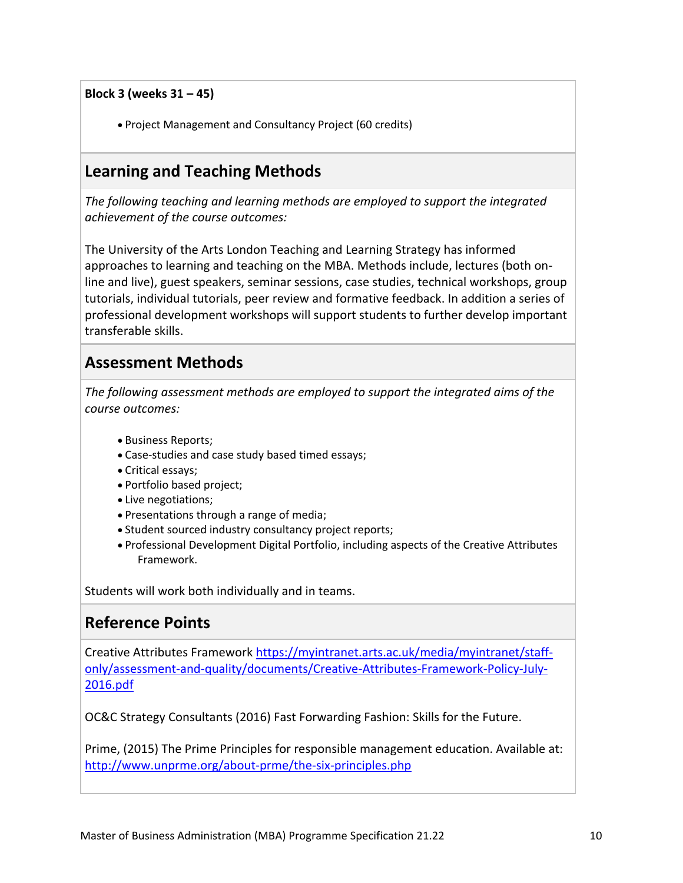**Block 3 (weeks 31 – 45)**

- Project Management and Consultancy Project (60 credits)

## Learning and Teaching Methods

*The following teaching and learning methods are employed to support the integrated achievement of the course outcomes:*

The University of the Arts London Teaching and Learning Strategy has informed approaches to learning and teaching on the MBA. Methods include, lectures (both on-line and live), guest speakers, seminar sessions, case studies, technical workshops, group tutorials, individual tutorials, peer review and formative feedback. In addition a series of professional development workshops will support students to further develop important transferable skills.

## Assessment Methods

*The following assessment methods are employed to support the integrated aims of the course outcomes:*

- Business Reports;
- Case-studies and case study based timed essays;
- Critical essays;
- Portfolio based project;
- Live negotiations;
- Presentations through a range of media;
- Student sourced industry consultancy project reports;
- Professional Development Digital Portfolio, including aspects of the Creative Attributes Framework.

Students will work both individually and in teams.

## Reference Points

Creative Attributes Framework https://myintranet.arts.ac.uk/media/myintranet/staff-only/assessment-and-quality/documents/Creative-Attributes-Framework-Policy-July-2016.pdf

OC&C Strategy Consultants (2016) Fast Forwarding Fashion: Skills for the Future.

Prime, (2015) The Prime Principles for responsible management education. Available at: http://www.unprme.org/about-prme/the-six-principles.php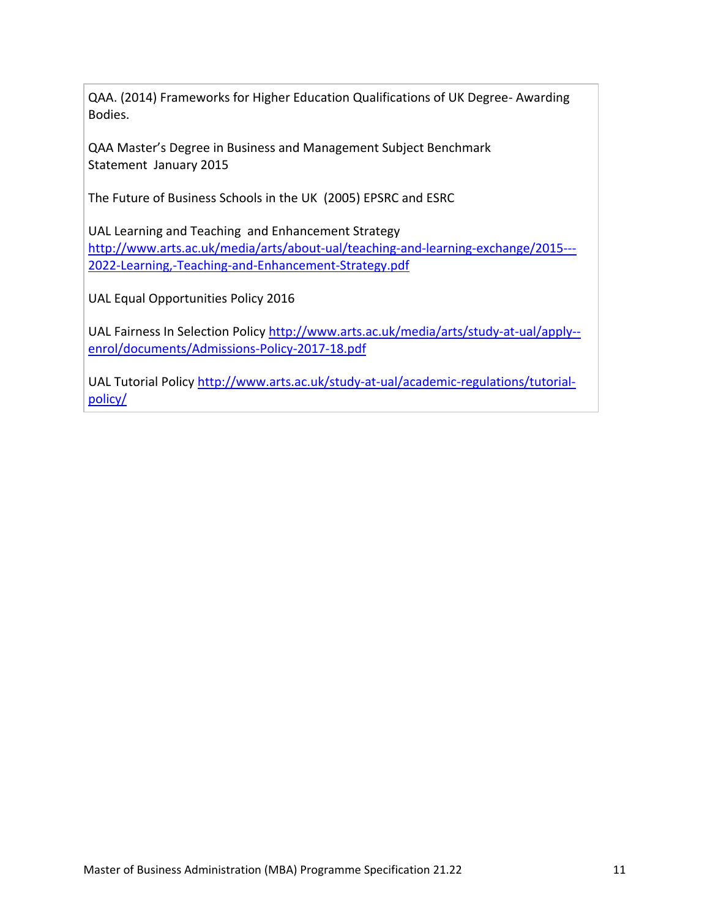QAA. (2014) Frameworks for Higher Education Qualifications of UK Degree- Awarding Bodies.

QAA Master's Degree in Business and Management Subject Benchmark Statement January 2015

The Future of Business Schools in the UK (2005) EPSRC and ESRC

UAL Learning and Teaching and Enhancement Strategy http://www.arts.ac.uk/media/arts/about-ual/teaching-and-learning-exchange/2015---2022-Learning,-Teaching-and-Enhancement-Strategy.pdf

UAL Equal Opportunities Policy 2016

UAL Fairness In Selection Policy http://www.arts.ac.uk/media/arts/study-at-ual/apply--enrol/documents/Admissions-Policy-2017-18.pdf

UAL Tutorial Policy http://www.arts.ac.uk/study-at-ual/academic-regulations/tutorial-policy/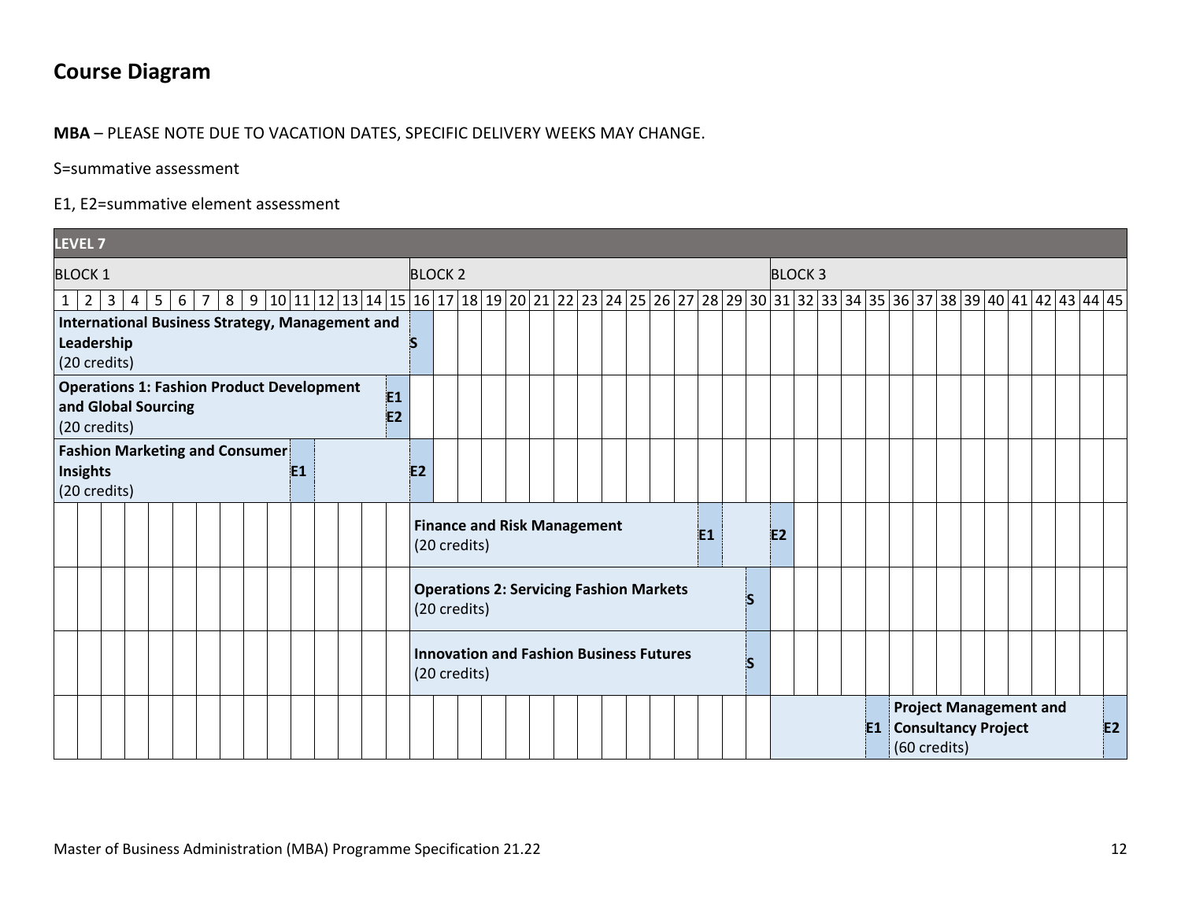# Course Diagram

**MBA** – PLEASE NOTE DUE TO VACATION DATES, SPECIFIC DELIVERY WEEKS MAY CHANGE.

S=summative assessment

E1, E2=summative element assessment

| LEVEL 7 | | | | | | | | | | | | | | | | | | | | | | | | | | | | | | | | | | | | | | | | | | | | |
|---|---|---|---|---|---|---|---|---|---|---|---|---|---|---|---|---|---|---|---|---|---|---|---|---|---|---|---|---|---|---|---|---|---|---|---|---|---|---|---|---|---|---|---|---|
| BLOCK 1 | | | | | | | | | | | | | | | BLOCK 2 | | | | | | | | | | | | | | | BLOCK 3 | | | | | | | | | | | | | | |
| 1 | 2 | 3 | 4 | 5 | 6 | 7 | 8 | 9 | 10 | 11 | 12 | 13 | 14 | 15 | 16 | 17 | 18 | 19 | 20 | 21 | 22 | 23 | 24 | 25 | 26 | 27 | 28 | 29 | 30 | 31 | 32 | 33 | 34 | 35 | 36 | 37 | 38 | 39 | 40 | 41 | 42 | 43 | 44 | 45 |
| **International Business Strategy, Management and Leadership** (20 credits) | | | | | | | | | | | | | | | S | | | | | | | | | | | | | | | | | | | | | | | | | | | | | |
| **Operations 1: Fashion Product Development and Global Sourcing** (20 credits) | | | | | | | | | | | | | | E1 E2 | | | | | | | | | | | | | | | | | | | | | | | | | | | | | | |
| **Fashion Marketing and Consumer Insights** (20 credits) | | | | | | | | | | E1 | | | | | E2 | | | | | | | | | | | | | | | | | | | | | | | | | | | | | |
| | | | | | | | | | | | | | | | **Finance and Risk Management** (20 credits) | | | | | | | | | | | | E1 | | | E2 | | | | | | | | | | | | | | |
| | | | | | | | | | | | | | | | **Operations 2: Servicing Fashion Markets** (20 credits) | | | | | | | | | | | | | | S | | | | | | | | | | | | | | | |
| | | | | | | | | | | | | | | | **Innovation and Fashion Business Futures** (20 credits) | | | | | | | | | | | | | | S | | | | | | | | | | | | | | | |
| | | | | | | | | | | | | | | | | | | | | | | | | | | | | | | | | | | E1 | **Project Management and Consultancy Project** (60 credits) | | | | | | | | | E2 |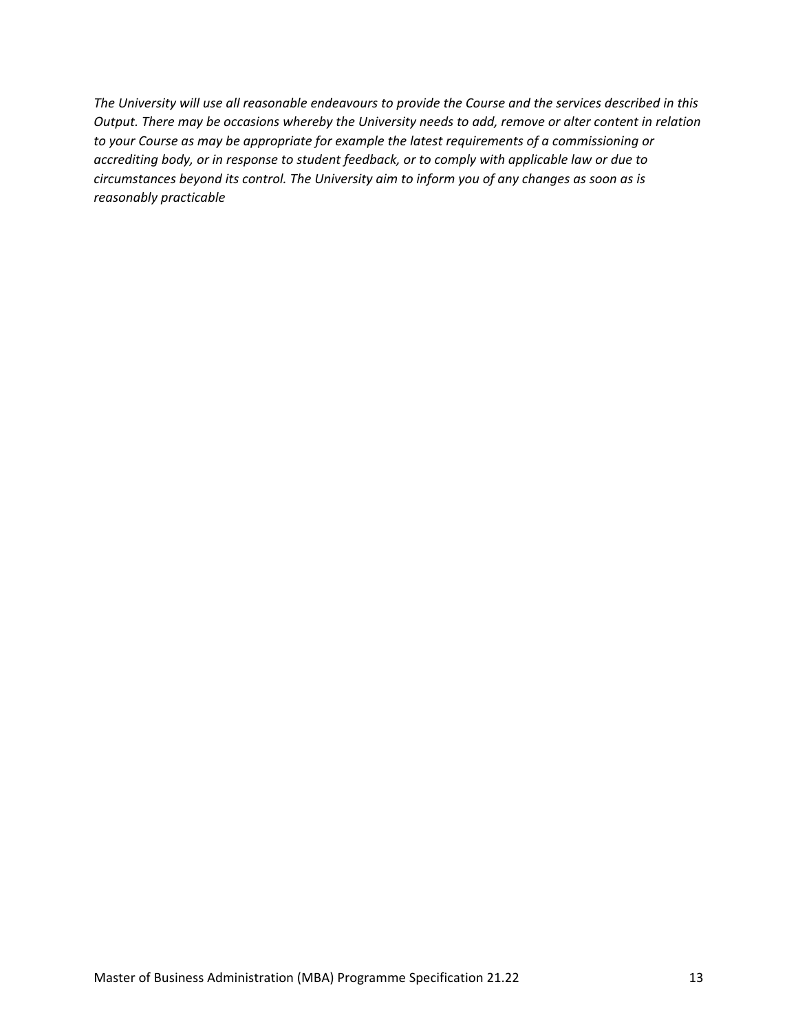*The University will use all reasonable endeavours to provide the Course and the services described in this Output. There may be occasions whereby the University needs to add, remove or alter content in relation to your Course as may be appropriate for example the latest requirements of a commissioning or accrediting body, or in response to student feedback, or to comply with applicable law or due to circumstances beyond its control. The University aim to inform you of any changes as soon as is reasonably practicable*